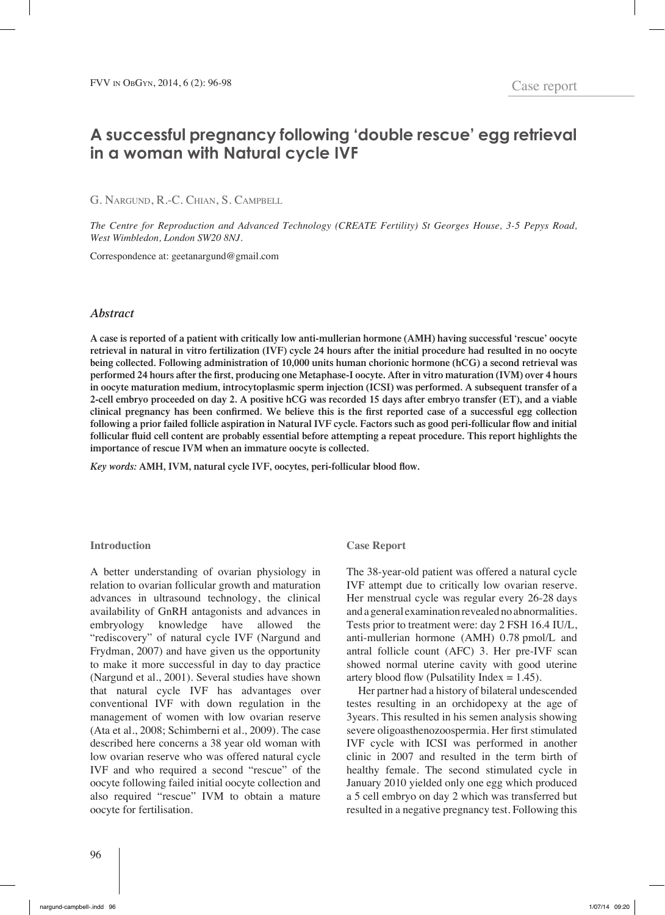Case report

# A successful pregnancy following 'double rescue' egg retrieval in a woman with Natural cycle IVF

G. Nargund, R.-C. Chian, S. Campbell

*The Centre for Reproduction and Advanced Technology (CREATE Fertility) St Georges House, 3-5 Pepys Road, West Wimbledon, London SW20 8NJ.*

Correspondence at: geetanargund@gmail.com

## *Abstract*

**A case is reported of a patient with critically low anti-mullerian hormone (AMH) having successful 'rescue' oocyte retrieval in natural in vitro fertilization (IVF) cycle 24 hours after the initial procedure had resulted in no oocyte being collected. Following administration of 10,000 units human chorionic hormone (hCG) a second retrieval was performed 24 hours after the first, producing one Metaphase-I oocyte. After in vitro maturation (IVM) over 4 hours in oocyte maturation medium, introcytoplasmic sperm injection (ICSI) was performed. A subsequent transfer of a 2-cell embryo proceeded on day 2. A positive hCG was recorded 15 days after embryo transfer (ET), and a viable clinical pregnancy has been confirmed. We believe this is the first reported case of a successful egg collection following a prior failed follicle aspiration in Natural IVF cycle. Factors such as good peri-follicular flow and initial follicular fluid cell content are probably essential before attempting a repeat procedure. This report highlights the importance of rescue IVM when an immature oocyte is collected.**

*Key words:* **AMH, IVM, natural cycle IVF, oocytes, peri-follicular blood flow.**

## Introduction

A better understanding of ovarian physiology in relation to ovarian follicular growth and maturation advances in ultrasound technology, the clinical availability of GnRH antagonists and advances in embryology knowledge have allowed the "rediscovery" of natural cycle IVF (Nargund and Frydman, 2007) and have given us the opportunity to make it more successful in day to day practice (Nargund et al., 2001). Several studies have shown that natural cycle IVF has advantages over conventional IVF with down regulation in the management of women with low ovarian reserve (Ata et al., 2008; Schimberni et al., 2009). The case described here concerns a 38 year old woman with low ovarian reserve who was offered natural cycle IVF and who required a second "rescue" of the oocyte following failed initial oocyte collection and also required "rescue" IVM to obtain a mature oocyte for fertilisation.

## Case Report

The 38-year-old patient was offered a natural cycle IVF attempt due to critically low ovarian reserve. Her menstrual cycle was regular every 26-28 days and a general examination revealed no abnormalities. Tests prior to treatment were: day 2 FSH 16.4 IU/L, anti-mullerian hormone (AMH) 0.78 pmol/L and antral follicle count (AFC) 3. Her pre-IVF scan showed normal uterine cavity with good uterine artery blood flow (Pulsatility Index = 1.45).

Her partner had a history of bilateral undescended testes resulting in an orchidopexy at the age of 3years. This resulted in his semen analysis showing severe oligoasthenozoospermia. Her first stimulated IVF cycle with ICSI was performed in another clinic in 2007 and resulted in the term birth of healthy female. The second stimulated cycle in January 2010 yielded only one egg which produced a 5 cell embryo on day 2 which was transferred but resulted in a negative pregnancy test. Following this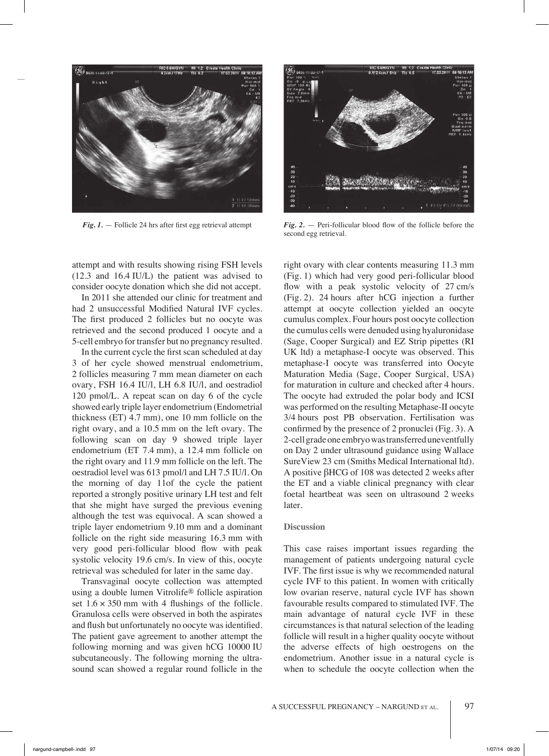*Fig. 1.* — Follicle 24 hrs after first egg retrieval attempt

*Fig. 2.* — Peri-follicular blood flow of the follicle before the second egg retrieval.

attempt and with results showing rising FSH levels (12.3 and 16.4 IU/L) the patient was advised to consider oocyte donation which she did not accept.

In 2011 she attended our clinic for treatment and had 2 unsuccessful Modified Natural IVF cycles. The first produced 2 follicles but no oocyte was retrieved and the second produced 1 oocyte and a 5-cell embryo for transfer but no pregnancy resulted.

In the current cycle the first scan scheduled at day 3 of her cycle showed menstrual endometrium, 2 follicles measuring 7 mm mean diameter on each ovary, FSH 16.4 IU/l, LH 6.8 IU/l, and oestradiol 120 pmol/L. A repeat scan on day 6 of the cycle showed early triple layer endometrium (Endometrial thickness (ET) 4.7 mm), one 10 mm follicle on the right ovary, and a 10.5 mm on the left ovary. The following scan on day 9 showed triple layer endometrium (ET 7.4 mm), a 12.4 mm follicle on the right ovary and 11.9 mm follicle on the left. The oestradiol level was 613 pmol/l and LH 7.5 IU/l. On the morning of day 11of the cycle the patient reported a strongly positive urinary LH test and felt that she might have surged the previous evening although the test was equivocal. A scan showed a triple layer endometrium 9.10 mm and a dominant follicle on the right side measuring 16.3 mm with very good peri-follicular blood flow with peak systolic velocity 19.6 cm/s. In view of this, oocyte retrieval was scheduled for later in the same day.

Transvaginal oocyte collection was attempted using a double lumen Vitrolife® follicle aspiration set 1.6 × 350 mm with 4 flushings of the follicle. Granulosa cells were observed in both the aspirates and flush but unfortunately no oocyte was identified. The patient gave agreement to another attempt the following morning and was given hCG 10000 IU subcutaneously. The following morning the ultrasound scan showed a regular round follicle in the right ovary with clear contents measuring 11.3 mm (Fig. 1) which had very good peri-follicular blood flow with a peak systolic velocity of 27 cm/s (Fig. 2). 24 hours after hCG injection a further attempt at oocyte collection yielded an oocyte cumulus complex. Four hours post oocyte collection the cumulus cells were denuded using hyaluronidase (Sage, Cooper Surgical) and EZ Strip pipettes (RI UK ltd) a metaphase-I oocyte was observed. This metaphase-I oocyte was transferred into Oocyte Maturation Media (Sage, Cooper Surgical, USA) for maturation in culture and checked after 4 hours. The oocyte had extruded the polar body and ICSI was performed on the resulting Metaphase-II oocyte 3/4 hours post PB observation. Fertilisation was confirmed by the presence of 2 pronuclei (Fig. 3). A 2-cell grade one embryo was transferred uneventfully on Day 2 under ultrasound guidance using Wallace SureView 23 cm (Smiths Medical International ltd). A positive βHCG of 108 was detected 2 weeks after the ET and a viable clinical pregnancy with clear foetal heartbeat was seen on ultrasound 2 weeks later.

## Discussion

This case raises important issues regarding the management of patients undergoing natural cycle IVF. The first issue is why we recommended natural cycle IVF to this patient. In women with critically low ovarian reserve, natural cycle IVF has shown favourable results compared to stimulated IVF. The main advantage of natural cycle IVF in these circumstances is that natural selection of the leading follicle will result in a higher quality oocyte without the adverse effects of high oestrogens on the endometrium. Another issue in a natural cycle is when to schedule the oocyte collection when the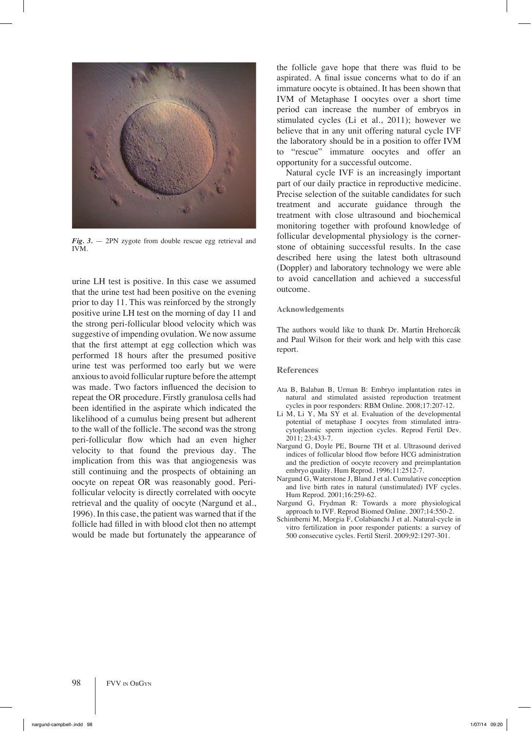*Fig. 3.* — 2PN zygote from double rescue egg retrieval and IVM.

urine LH test is positive. In this case we assumed that the urine test had been positive on the evening prior to day 11. This was reinforced by the strongly positive urine LH test on the morning of day 11 and the strong peri-follicular blood velocity which was suggestive of impending ovulation. We now assume that the first attempt at egg collection which was performed 18 hours after the presumed positive urine test was performed too early but we were anxious to avoid follicular rupture before the attempt was made. Two factors influenced the decision to repeat the OR procedure. Firstly granulosa cells had been identified in the aspirate which indicated the likelihood of a cumulus being present but adherent to the wall of the follicle. The second was the strong peri-follicular flow which had an even higher velocity to that found the previous day. The implication from this was that angiogenesis was still continuing and the prospects of obtaining an oocyte on repeat OR was reasonably good. Peri-follicular velocity is directly correlated with oocyte retrieval and the quality of oocyte (Nargund et al., 1996). In this case, the patient was warned that if the follicle had filled in with blood clot then no attempt would be made but fortunately the appearance of the follicle gave hope that there was fluid to be aspirated. A final issue concerns what to do if an immature oocyte is obtained. It has been shown that IVM of Metaphase I oocytes over a short time period can increase the number of embryos in stimulated cycles (Li et al., 2011); however we believe that in any unit offering natural cycle IVF the laboratory should be in a position to offer IVM to "rescue" immature oocytes and offer an opportunity for a successful outcome.

Natural cycle IVF is an increasingly important part of our daily practice in reproductive medicine. Precise selection of the suitable candidates for such treatment and accurate guidance through the treatment with close ultrasound and biochemical monitoring together with profound knowledge of follicular developmental physiology is the cornerstone of obtaining successful results. In the case described here using the latest both ultrasound (Doppler) and laboratory technology we were able to avoid cancellation and achieved a successful outcome.

**Acknowledgements**

The authors would like to thank Dr. Martin Hrehorcák and Paul Wilson for their work and help with this case report.

## References

- Ata B, Balaban B, Urman B: Embryo implantation rates in natural and stimulated assisted reproduction treatment cycles in poor responders: RBM Online. 2008;17:207-12.
- Li M, Li Y, Ma SY et al. Evaluation of the developmental potential of metaphase I oocytes from stimulated intracytoplasmic sperm injection cycles. Reprod Fertil Dev. 2011; 23:433-7.
- Nargund G, Doyle PE, Bourne TH et al. Ultrasound derived indices of follicular blood flow before HCG administration and the prediction of oocyte recovery and preimplantation embryo quality. Hum Reprod. 1996;11:2512-7.
- Nargund G, Waterstone J, Bland J et al. Cumulative conception and live birth rates in natural (unstimulated) IVF cycles. Hum Reprod. 2001;16:259-62.
- Nargund G, Frydman R: Towards a more physiological approach to IVF. Reprod Biomed Online. 2007;14:550-2.
- Schimberni M, Morgia F, Colabianchi J et al. Natural-cycle in vitro fertilization in poor responder patients: a survey of 500 consecutive cycles. Fertil Steril. 2009;92:1297-301.